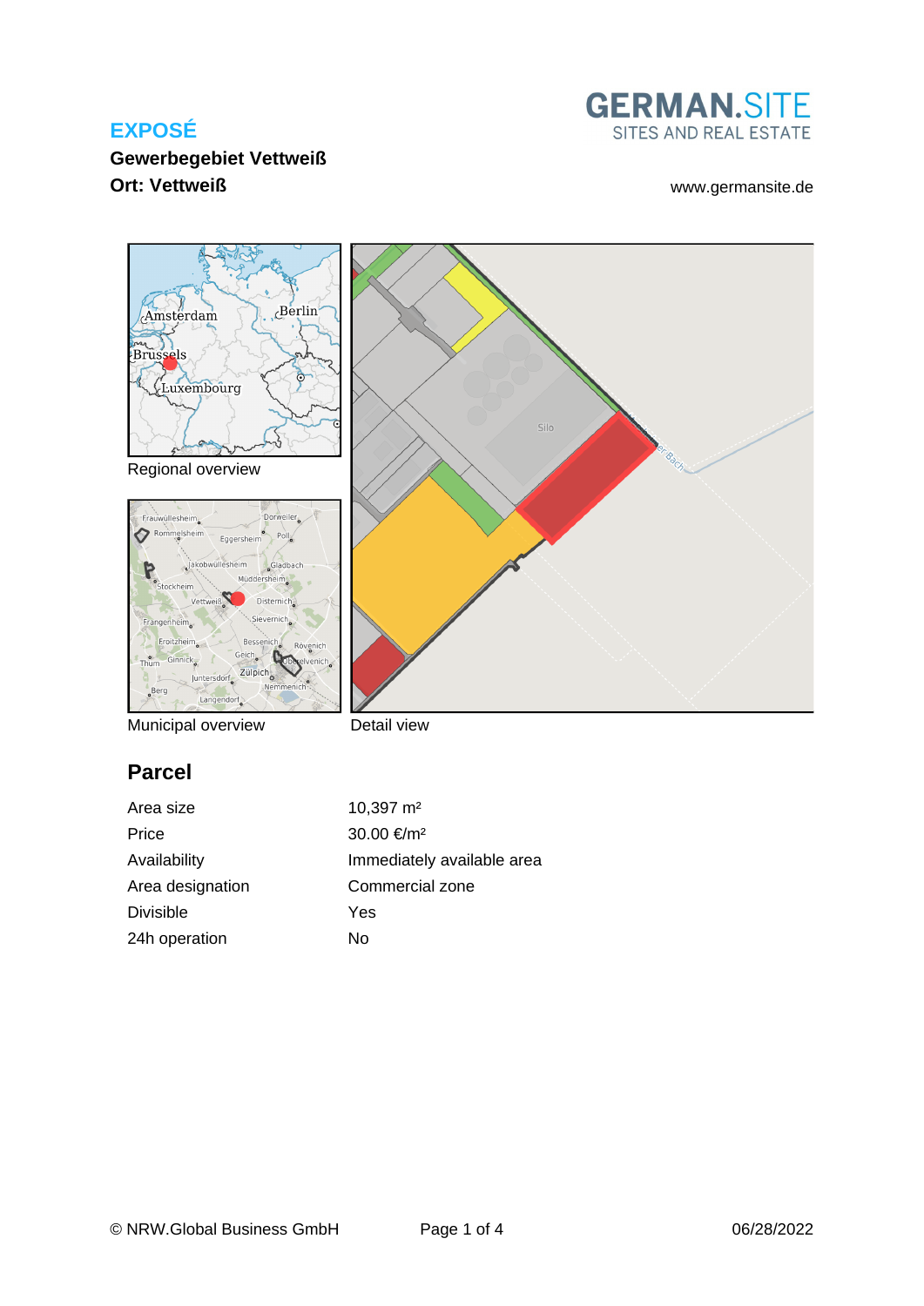**EXPOSÉ**

**Gewerbegebiet Vettweiß**

**Ort: Vettweiß**

GERMAN.SITE
SITES AND REAL ESTATE

www.germansite.de

Regional overview

Municipal overview

Detail view

## Parcel

| | |
|---|---|
| Area size | 10,397 m² |
| Price | 30.00 €/m² |
| Availability | Immediately available area |
| Area designation | Commercial zone |
| Divisible | Yes |
| 24h operation | No |

© NRW.Global Business GmbH

06/28/2022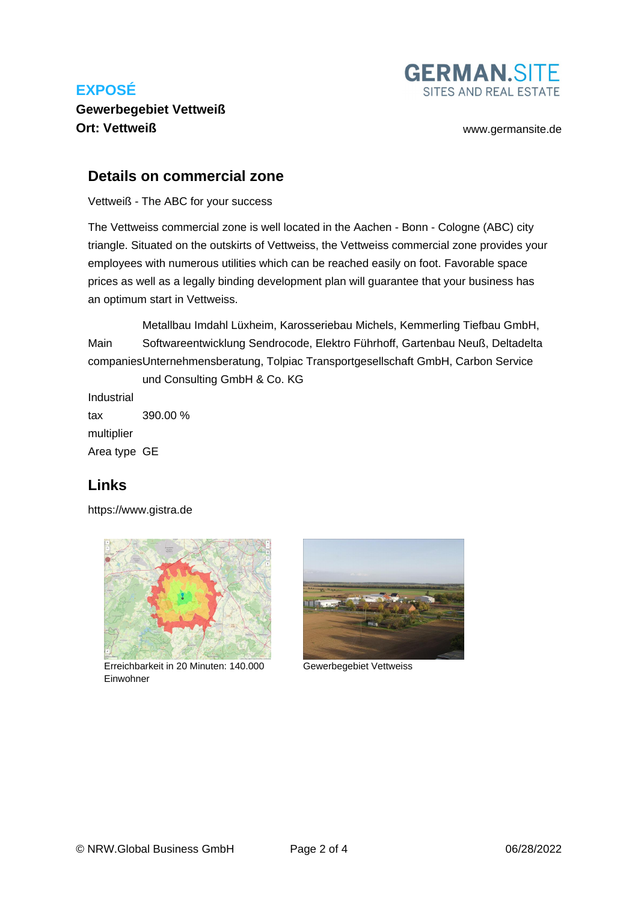**EXPOSÉ**

**Gewerbegebiet Vettweiß**
**Ort: Vettweiß**

## Details on commercial zone

Vettweiß - The ABC for your success

The Vettweiss commercial zone is well located in the Aachen - Bonn - Cologne (ABC) city triangle. Situated on the outskirts of Vettweiss, the Vettweiss commercial zone provides your employees with numerous utilities which can be reached easily on foot. Favorable space prices as well as a legally binding development plan will guarantee that your business has an optimum start in Vettweiss.

| | |
|---|---|
| Main companies | Metallbau Imdahl Lüxheim, Karosseriebau Michels, Kemmerling Tiefbau GmbH, Softwareentwicklung Sendrocode, Elektro Führhoff, Gartenbau Neuß, Deltadelta Unternehmensberatung, Tolpiac Transportgesellschaft GmbH, Carbon Service und Consulting GmbH & Co. KG |
| Industrial tax multiplier | 390.00 % |
| Area type | GE |

## Links

https://www.gistra.de

Erreichbarkeit in 20 Minuten: 140.000 Einwohner

Gewerbegebiet Vettweiss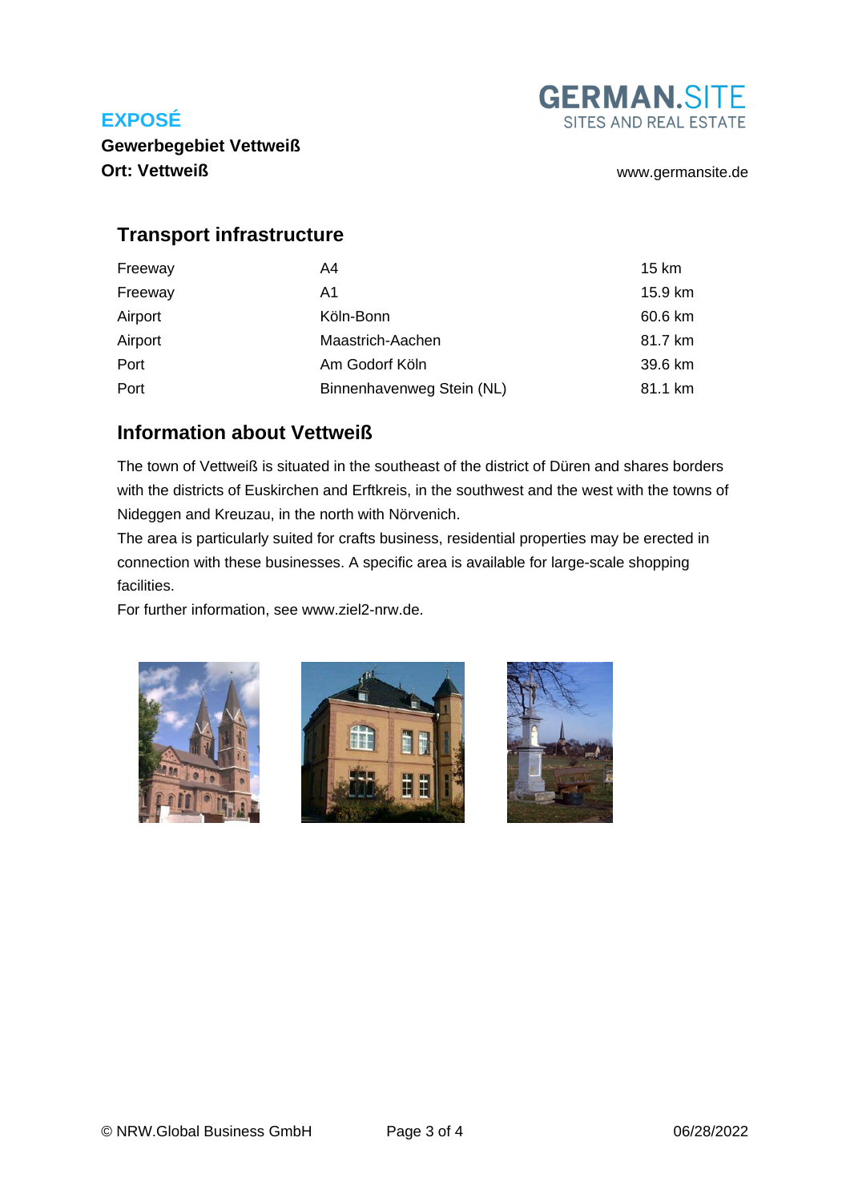## Transport infrastructure

| | | |
|---|---|---|
| Freeway | A4 | 15 km |
| Freeway | A1 | 15.9 km |
| Airport | Köln-Bonn | 60.6 km |
| Airport | Maastrich-Aachen | 81.7 km |
| Port | Am Godorf Köln | 39.6 km |
| Port | Binnenhavenweg Stein (NL) | 81.1 km |

## Information about Vettweiß

The town of Vettweiß is situated in the southeast of the district of Düren and shares borders with the districts of Euskirchen and Erftkreis, in the southwest and the west with the towns of Nideggen and Kreuzau, in the north with Nörvenich.

The area is particularly suited for crafts business, residential properties may be erected in connection with these businesses. A specific area is available for large-scale shopping facilities.

For further information, see www.ziel2-nrw.de.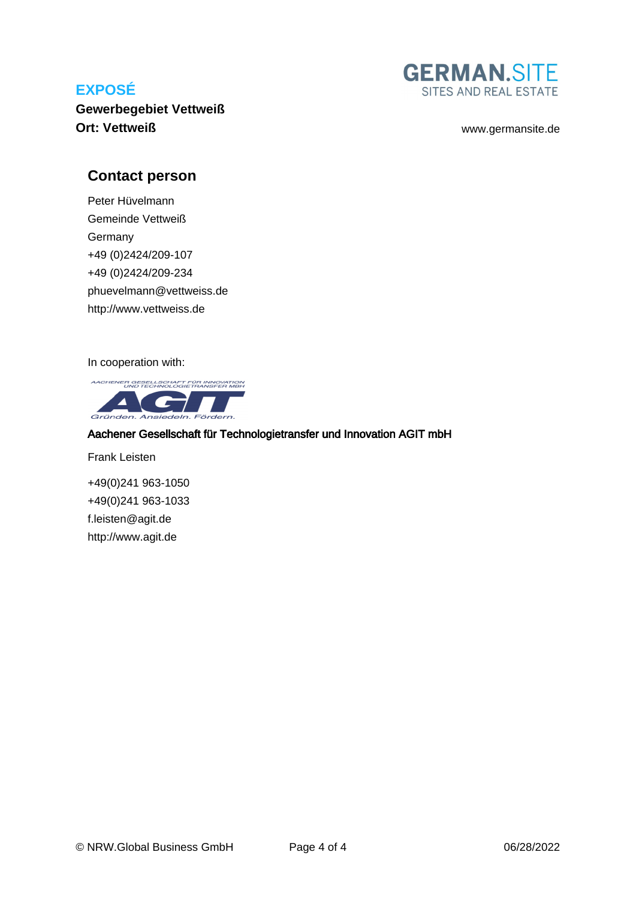**EXPOSÉ**

**Gewerbegebiet Vettweiß**
**Ort: Vettweiß**

GERMAN.SITE
SITES AND REAL ESTATE

www.germansite.de

## Contact person

Peter Hüvelmann
Gemeinde Vettweiß
Germany
+49 (0)2424/209-107
+49 (0)2424/209-234
phuevelmann@vettweiss.de
http://www.vettweiss.de

In cooperation with:

AACHENER GESELLSCHAFT FÜR INNOVATION UND TECHNOLOGIETRANSFER MBH
AGIT
Gründen. Ansiedeln. Fördern.

Aachener Gesellschaft für Technologietransfer und Innovation AGIT mbH

Frank Leisten

+49(0)241 963-1050
+49(0)241 963-1033
f.leisten@agit.de
http://www.agit.de

© NRW.Global Business GmbH 06/28/2022